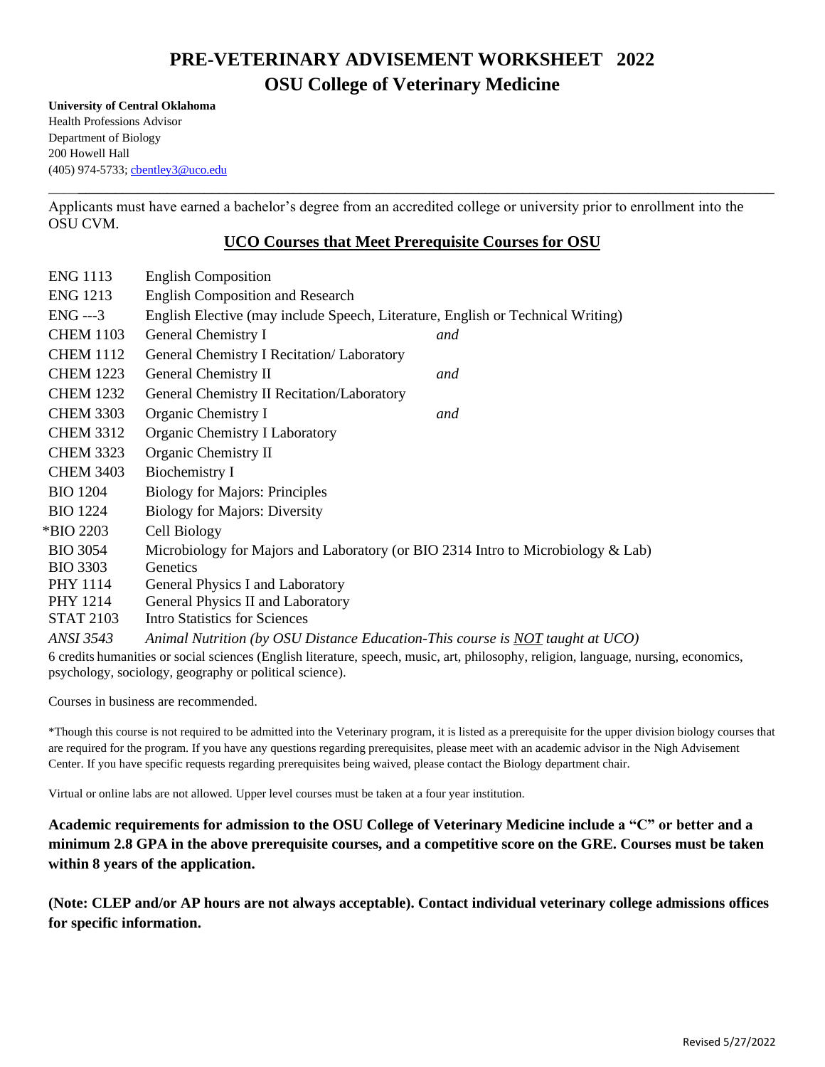# PRE-VETERINARY ADVISEMENT WORKSHEET 2022

## OSU College of Veterinary Medicine

**University of Central Oklahoma**
Health Professions Advisor
Department of Biology
200 Howell Hall
(405) 974-5733; cbentley3@uco.edu

---

Applicants must have earned a bachelor's degree from an accredited college or university prior to enrollment into the OSU CVM.

### UCO Courses that Meet Prerequisite Courses for OSU

| | | |
|---|---|---|
| ENG 1113 | English Composition | |
| ENG 1213 | English Composition and Research | |
| ENG ---3 | English Elective (may include Speech, Literature, English or Technical Writing) | |
| CHEM 1103 | General Chemistry I | *and* |
| CHEM 1112 | General Chemistry I Recitation/ Laboratory | |
| CHEM 1223 | General Chemistry II | *and* |
| CHEM 1232 | General Chemistry II Recitation/Laboratory | |
| CHEM 3303 | Organic Chemistry I | *and* |
| CHEM 3312 | Organic Chemistry I Laboratory | |
| CHEM 3323 | Organic Chemistry II | |
| CHEM 3403 | Biochemistry I | |
| BIO 1204 | Biology for Majors: Principles | |
| BIO 1224 | Biology for Majors: Diversity | |
| *BIO 2203 | Cell Biology | |
| BIO 3054 | Microbiology for Majors and Laboratory (or BIO 2314 Intro to Microbiology & Lab) | |
| BIO 3303 | Genetics | |
| PHY 1114 | General Physics I and Laboratory | |
| PHY 1214 | General Physics II and Laboratory | |
| STAT 2103 | Intro Statistics for Sciences | |
| *ANSI 3543* | *Animal Nutrition (by OSU Distance Education-This course is NOT taught at UCO)* | |

6 credits humanities or social sciences (English literature, speech, music, art, philosophy, religion, language, nursing, economics, psychology, sociology, geography or political science).

Courses in business are recommended.

*Though this course is not required to be admitted into the Veterinary program, it is listed as a prerequisite for the upper division biology courses that are required for the program. If you have any questions regarding prerequisites, please meet with an academic advisor in the Nigh Advisement Center. If you have specific requests regarding prerequisites being waived, please contact the Biology department chair.

Virtual or online labs are not allowed. Upper level courses must be taken at a four year institution.

**Academic requirements for admission to the OSU College of Veterinary Medicine include a "C" or better and a minimum 2.8 GPA in the above prerequisite courses, and a competitive score on the GRE. Courses must be taken within 8 years of the application.**

**(Note: CLEP and/or AP hours are not always acceptable). Contact individual veterinary college admissions offices for specific information.**

Revised 5/27/2022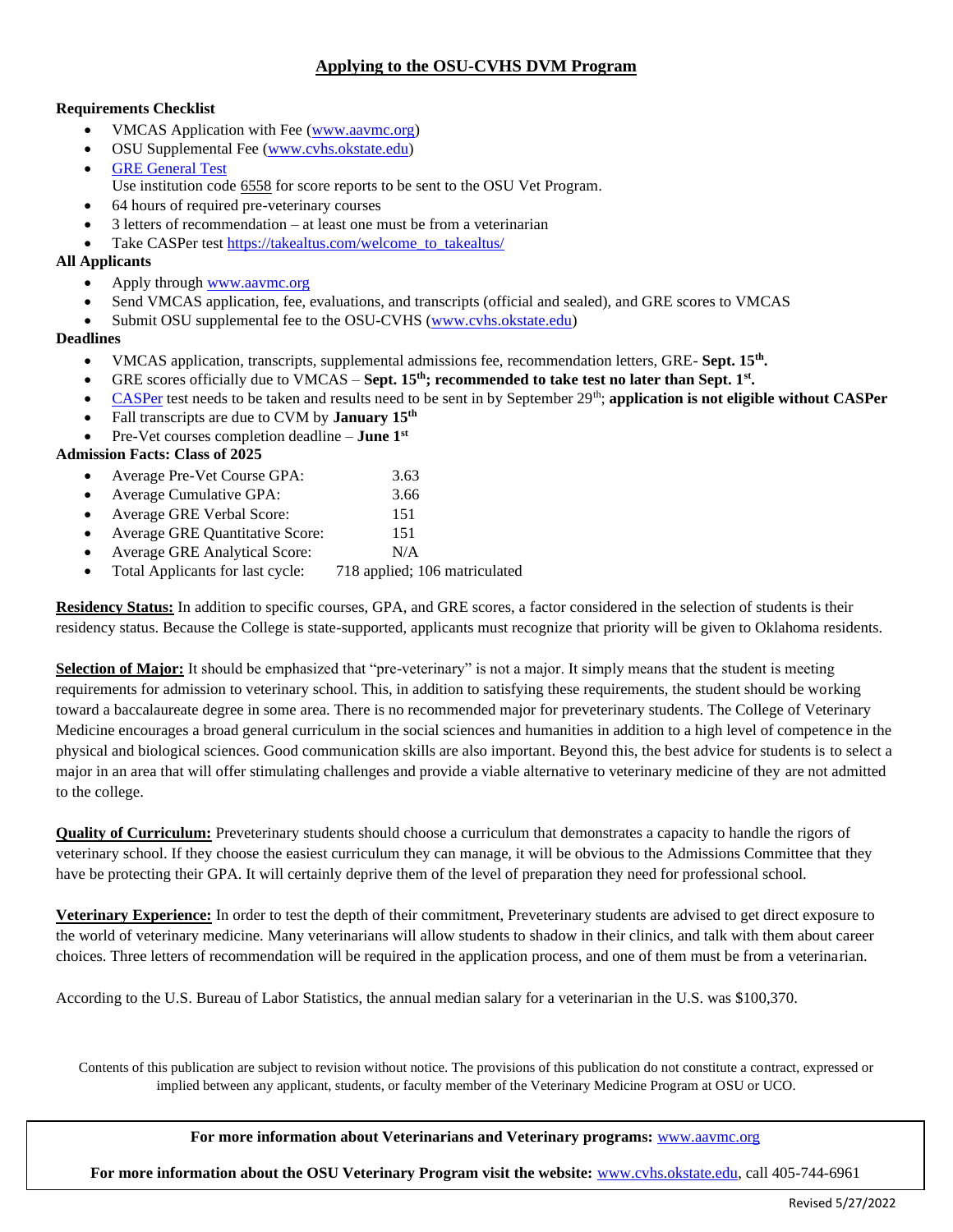# Applying to the OSU-CVHS DVM Program

**Requirements Checklist**

- VMCAS Application with Fee ([www.aavmc.org](http://www.aavmc.org))
- OSU Supplemental Fee ([www.cvhs.okstate.edu](http://www.cvhs.okstate.edu))
- GRE General Test
  Use institution code 6558 for score reports to be sent to the OSU Vet Program.
- 64 hours of required pre-veterinary courses
- 3 letters of recommendation – at least one must be from a veterinarian
- Take CASPer test https://takealtus.com/welcome_to_takealtus/

**All Applicants**

- Apply through [www.aavmc.org](http://www.aavmc.org)
- Send VMCAS application, fee, evaluations, and transcripts (official and sealed), and GRE scores to VMCAS
- Submit OSU supplemental fee to the OSU-CVHS ([www.cvhs.okstate.edu](http://www.cvhs.okstate.edu))

**Deadlines**

- VMCAS application, transcripts, supplemental admissions fee, recommendation letters, GRE- **Sept. 15th.**
- GRE scores officially due to VMCAS – **Sept. 15th; recommended to take test no later than Sept. 1st.**
- CASPer test needs to be taken and results need to be sent in by September 29th; **application is not eligible without CASPer**
- Fall transcripts are due to CVM by **January 15th**
- Pre-Vet courses completion deadline – **June 1st**

**Admission Facts: Class of 2025**

- Average Pre-Vet Course GPA: 3.63
- Average Cumulative GPA: 3.66
- Average GRE Verbal Score: 151
- Average GRE Quantitative Score: 151
- Average GRE Analytical Score: N/A
- Total Applicants for last cycle: 718 applied; 106 matriculated

**Residency Status:** In addition to specific courses, GPA, and GRE scores, a factor considered in the selection of students is their residency status. Because the College is state-supported, applicants must recognize that priority will be given to Oklahoma residents.

**Selection of Major:** It should be emphasized that "pre-veterinary" is not a major. It simply means that the student is meeting requirements for admission to veterinary school. This, in addition to satisfying these requirements, the student should be working toward a baccalaureate degree in some area. There is no recommended major for preveterinary students. The College of Veterinary Medicine encourages a broad general curriculum in the social sciences and humanities in addition to a high level of competence in the physical and biological sciences. Good communication skills are also important. Beyond this, the best advice for students is to select a major in an area that will offer stimulating challenges and provide a viable alternative to veterinary medicine of they are not admitted to the college.

**Quality of Curriculum:** Preveterinary students should choose a curriculum that demonstrates a capacity to handle the rigors of veterinary school. If they choose the easiest curriculum they can manage, it will be obvious to the Admissions Committee that they have be protecting their GPA. It will certainly deprive them of the level of preparation they need for professional school.

**Veterinary Experience:** In order to test the depth of their commitment, Preveterinary students are advised to get direct exposure to the world of veterinary medicine. Many veterinarians will allow students to shadow in their clinics, and talk with them about career choices. Three letters of recommendation will be required in the application process, and one of them must be from a veterinarian.

According to the U.S. Bureau of Labor Statistics, the annual median salary for a veterinarian in the U.S. was $100,370.

Contents of this publication are subject to revision without notice. The provisions of this publication do not constitute a contract, expressed or implied between any applicant, students, or faculty member of the Veterinary Medicine Program at OSU or UCO.

**For more information about Veterinarians and Veterinary programs:** [www.aavmc.org](http://www.aavmc.org)

**For more information about the OSU Veterinary Program visit the website:** [www.cvhs.okstate.edu](http://www.cvhs.okstate.edu), call 405-744-6961

Revised 5/27/2022